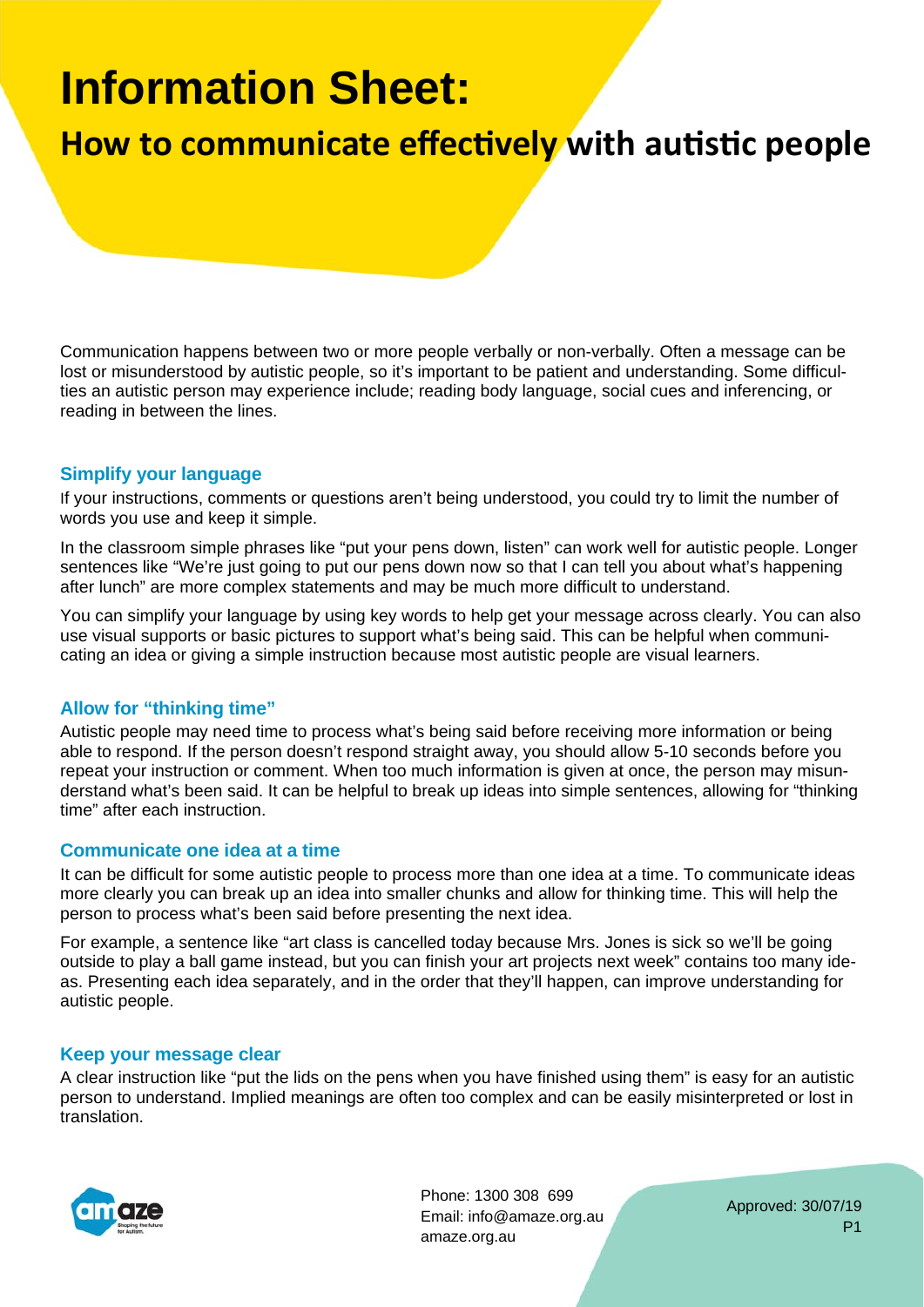# Information Sheet:

## How to communicate effectively with autistic people

Communication happens between two or more people verbally or non-verbally. Often a message can be lost or misunderstood by autistic people, so it's important to be patient and understanding. Some difficulties an autistic person may experience include; reading body language, social cues and inferencing, or reading in between the lines.

### Simplify your language

If your instructions, comments or questions aren't being understood, you could try to limit the number of words you use and keep it simple.

In the classroom simple phrases like "put your pens down, listen" can work well for autistic people. Longer sentences like "We're just going to put our pens down now so that I can tell you about what's happening after lunch" are more complex statements and may be much more difficult to understand.

You can simplify your language by using key words to help get your message across clearly. You can also use visual supports or basic pictures to support what's being said. This can be helpful when communicating an idea or giving a simple instruction because most autistic people are visual learners.

### Allow for "thinking time"

Autistic people may need time to process what's being said before receiving more information or being able to respond. If the person doesn't respond straight away, you should allow 5-10 seconds before you repeat your instruction or comment. When too much information is given at once, the person may misunderstand what's been said. It can be helpful to break up ideas into simple sentences, allowing for "thinking time" after each instruction.

### Communicate one idea at a time

It can be difficult for some autistic people to process more than one idea at a time. To communicate ideas more clearly you can break up an idea into smaller chunks and allow for thinking time. This will help the person to process what's been said before presenting the next idea.

For example, a sentence like "art class is cancelled today because Mrs. Jones is sick so we'll be going outside to play a ball game instead, but you can finish your art projects next week" contains too many ideas. Presenting each idea separately, and in the order that they'll happen, can improve understanding for autistic people.

### Keep your message clear

A clear instruction like "put the lids on the pens when you have finished using them" is easy for an autistic person to understand. Implied meanings are often too complex and can be easily misinterpreted or lost in translation.

Phone: 1300 308 699
Email: info@amaze.org.au
amaze.org.au

Approved: 30/07/19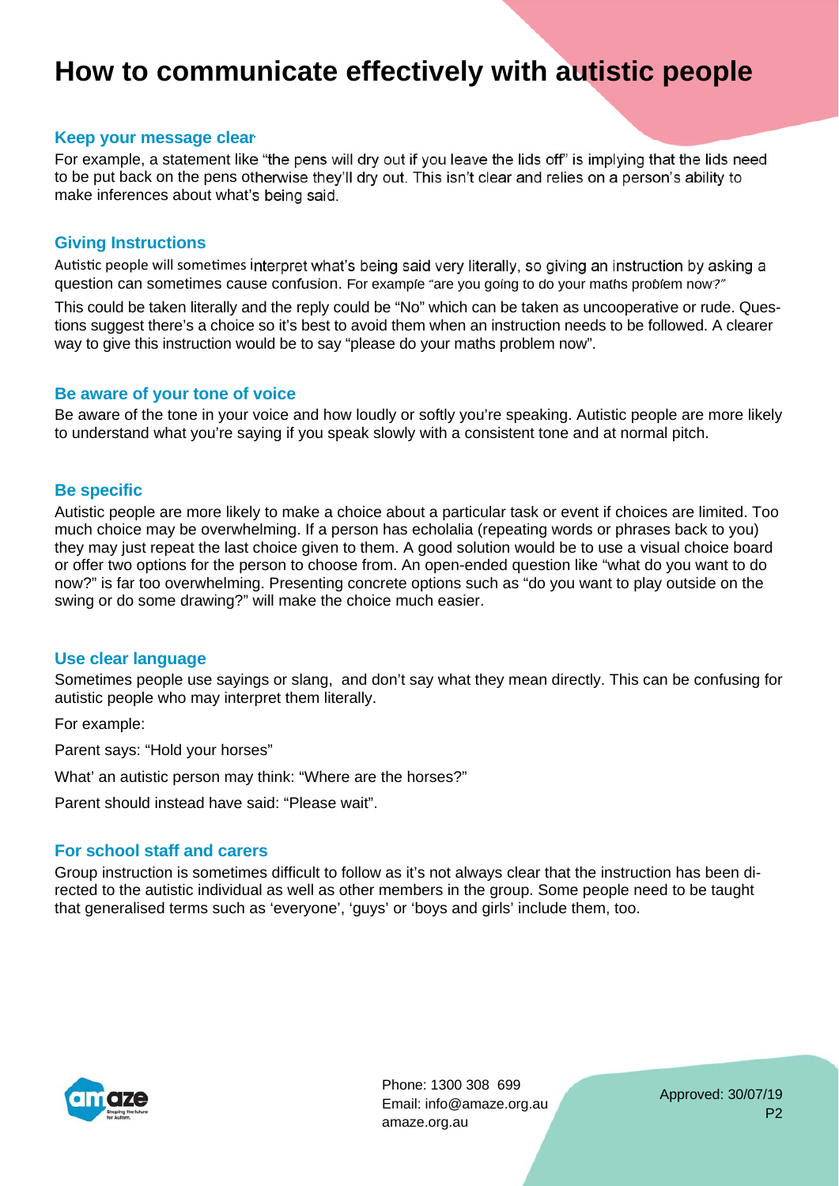# How to communicate effectively with autistic people

## Keep your message clear

For example, a statement like "the pens will dry out if you leave the lids off" is implying that the lids need to be put back on the pens otherwise they'll dry out. This isn't clear and relies on a person's ability to make inferences about what's being said.

## Giving Instructions

Autistic people will sometimes interpret what's being said very literally, so giving an instruction by asking a question can sometimes cause confusion. For example "are you going to do your maths problem now?"

This could be taken literally and the reply could be "No" which can be taken as uncooperative or rude. Questions suggest there's a choice so it's best to avoid them when an instruction needs to be followed. A clearer way to give this instruction would be to say "please do your maths problem now".

## Be aware of your tone of voice

Be aware of the tone in your voice and how loudly or softly you're speaking. Autistic people are more likely to understand what you're saying if you speak slowly with a consistent tone and at normal pitch.

## Be specific

Autistic people are more likely to make a choice about a particular task or event if choices are limited. Too much choice may be overwhelming. If a person has echolalia (repeating words or phrases back to you) they may just repeat the last choice given to them. A good solution would be to use a visual choice board or offer two options for the person to choose from. An open-ended question like "what do you want to do now?" is far too overwhelming. Presenting concrete options such as "do you want to play outside on the swing or do some drawing?" will make the choice much easier.

## Use clear language

Sometimes people use sayings or slang, and don't say what they mean directly. This can be confusing for autistic people who may interpret them literally.

For example:

Parent says: "Hold your horses"

What' an autistic person may think: "Where are the horses?"

Parent should instead have said: "Please wait".

## For school staff and carers

Group instruction is sometimes difficult to follow as it's not always clear that the instruction has been directed to the autistic individual as well as other members in the group. Some people need to be taught that generalised terms such as 'everyone', 'guys' or 'boys and girls' include them, too.

Phone: 1300 308 699
Email: info@amaze.org.au
amaze.org.au

Approved: 30/07/19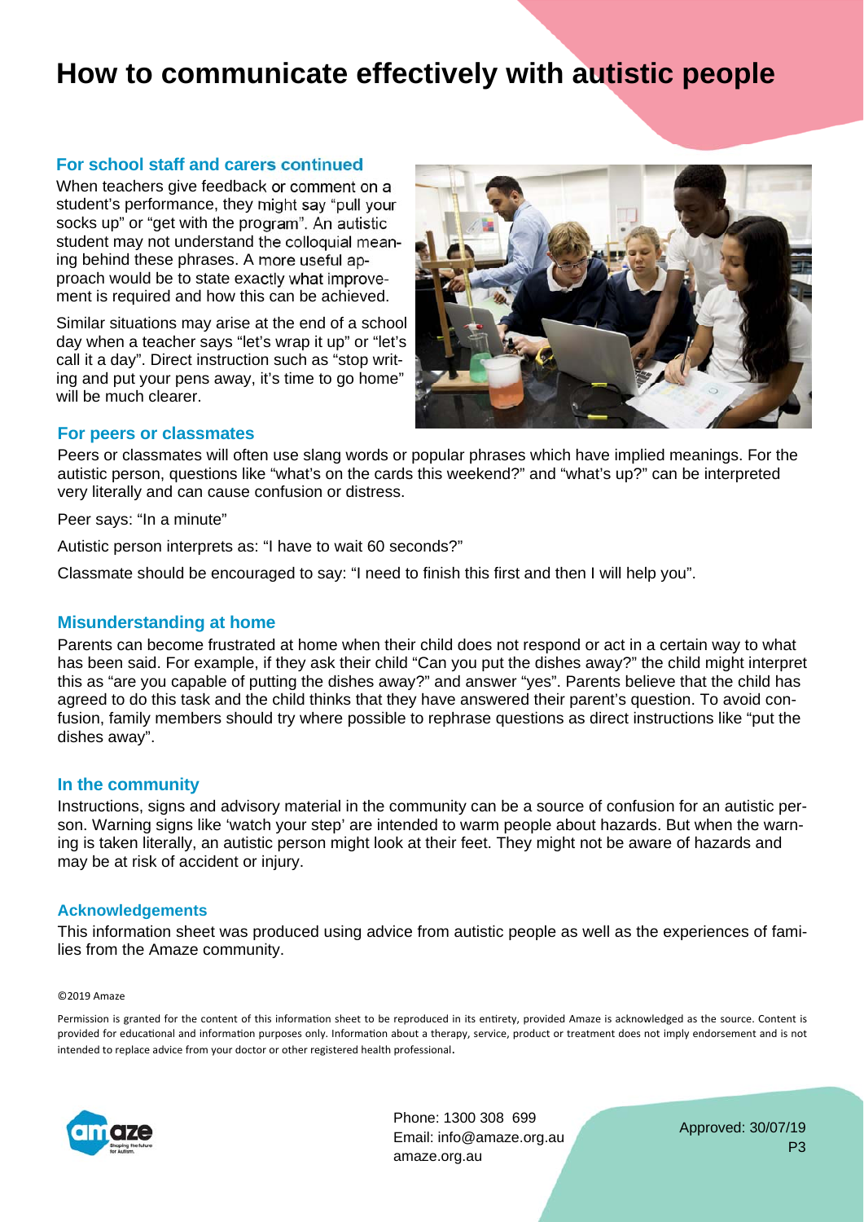# How to communicate effectively with autistic people

## For school staff and carers continued

When teachers give feedback or comment on a student's performance, they might say "pull your socks up" or "get with the program". An autistic student may not understand the colloquial meaning behind these phrases. A more useful approach would be to state exactly what improvement is required and how this can be achieved.

Similar situations may arise at the end of a school day when a teacher says "let's wrap it up" or "let's call it a day". Direct instruction such as "stop writing and put your pens away, it's time to go home" will be much clearer.

## For peers or classmates

Peers or classmates will often use slang words or popular phrases which have implied meanings. For the autistic person, questions like "what's on the cards this weekend?" and "what's up?" can be interpreted very literally and can cause confusion or distress.

Peer says: "In a minute"

Autistic person interprets as: "I have to wait 60 seconds?"

Classmate should be encouraged to say: "I need to finish this first and then I will help you".

## Misunderstanding at home

Parents can become frustrated at home when their child does not respond or act in a certain way to what has been said. For example, if they ask their child "Can you put the dishes away?" the child might interpret this as "are you capable of putting the dishes away?" and answer "yes". Parents believe that the child has agreed to do this task and the child thinks that they have answered their parent's question. To avoid confusion, family members should try where possible to rephrase questions as direct instructions like "put the dishes away".

## In the community

Instructions, signs and advisory material in the community can be a source of confusion for an autistic person. Warning signs like 'watch your step' are intended to warn people about hazards. But when the warning is taken literally, an autistic person might look at their feet. They might not be aware of hazards and may be at risk of accident or injury.

## Acknowledgements

This information sheet was produced using advice from autistic people as well as the experiences of families from the Amaze community.

©2019 Amaze

Permission is granted for the content of this information sheet to be reproduced in its entirety, provided Amaze is acknowledged as the source. Content is provided for educational and information purposes only. Information about a therapy, service, product or treatment does not imply endorsement and is not intended to replace advice from your doctor or other registered health professional.

Phone: 1300 308 699
Email: info@amaze.org.au
amaze.org.au

Approved: 30/07/19